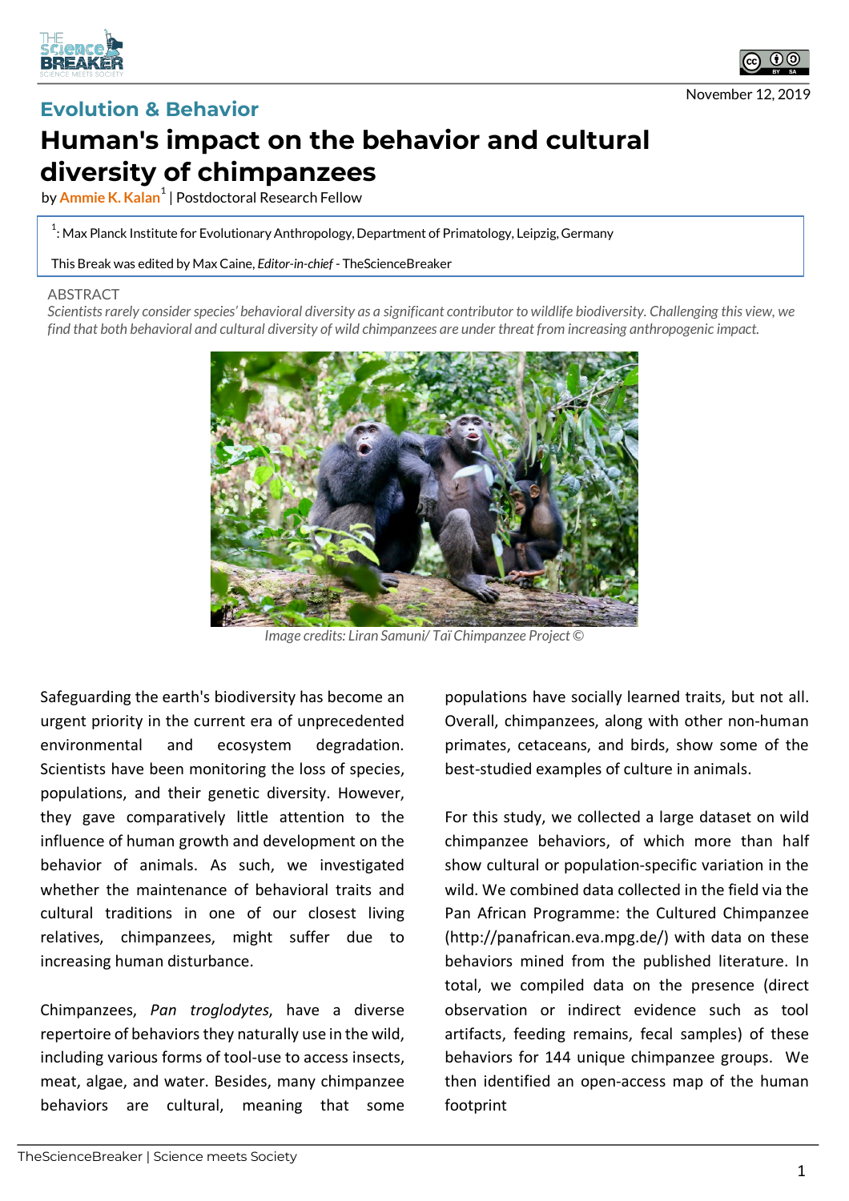Evolution & Behavior

# Human's impact on the behavior and cultural diversity of chimpanzees

by Ammie K. Kalan[1] | Postdoctoral Research Fellow

[1]: Max Planck Institute for Evolutionary Anthropology, Department of Primatology, Leipzig, Germany

This Break was edited by Max Caine, *Editor-in-chief* - TheScienceBreaker

November 12, 2019

ABSTRACT

*Scientists rarely consider species' behavioral diversity as a significant contributor to wildlife biodiversity. Challenging this view, we find that both behavioral and cultural diversity of wild chimpanzees are under threat from increasing anthropogenic impact.*

*Image credits: Liran Samuni/ Taï Chimpanzee Project ©*

Safeguarding the earth's biodiversity has become an urgent priority in the current era of unprecedented environmental and ecosystem degradation. Scientists have been monitoring the loss of species, populations, and their genetic diversity. However, they gave comparatively little attention to the influence of human growth and development on the behavior of animals. As such, we investigated whether the maintenance of behavioral traits and cultural traditions in one of our closest living relatives, chimpanzees, might suffer due to increasing human disturbance.

Chimpanzees, *Pan troglodytes*, have a diverse repertoire of behaviors they naturally use in the wild, including various forms of tool-use to access insects, meat, algae, and water. Besides, many chimpanzee behaviors are cultural, meaning that some populations have socially learned traits, but not all. Overall, chimpanzees, along with other non-human primates, cetaceans, and birds, show some of the best-studied examples of culture in animals.

For this study, we collected a large dataset on wild chimpanzee behaviors, of which more than half show cultural or population-specific variation in the wild. We combined data collected in the field via the Pan African Programme: the Cultured Chimpanzee (http://panafrican.eva.mpg.de/) with data on these behaviors mined from the published literature. In total, we compiled data on the presence (direct observation or indirect evidence such as tool artifacts, feeding remains, fecal samples) of these behaviors for 144 unique chimpanzee groups. We then identified an open-access map of the human footprint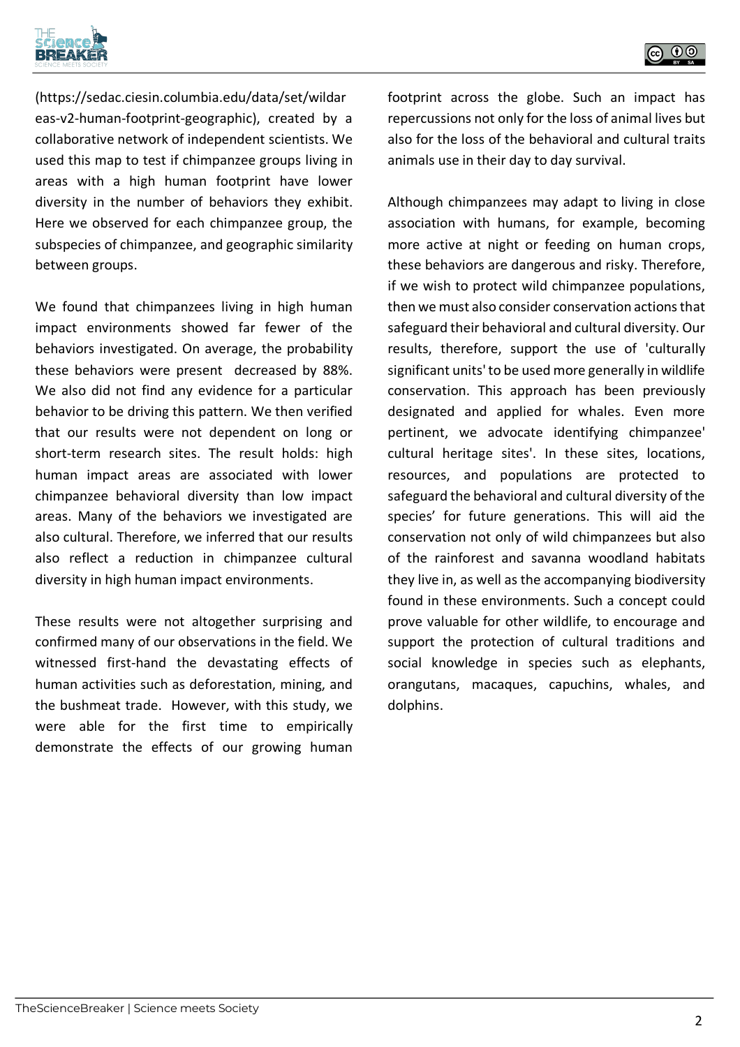(https://sedac.ciesin.columbia.edu/data/set/wildareas-v2-human-footprint-geographic), created by a collaborative network of independent scientists. We used this map to test if chimpanzee groups living in areas with a high human footprint have lower diversity in the number of behaviors they exhibit. Here we observed for each chimpanzee group, the subspecies of chimpanzee, and geographic similarity between groups.

We found that chimpanzees living in high human impact environments showed far fewer of the behaviors investigated. On average, the probability these behaviors were present decreased by 88%. We also did not find any evidence for a particular behavior to be driving this pattern. We then verified that our results were not dependent on long or short-term research sites. The result holds: high human impact areas are associated with lower chimpanzee behavioral diversity than low impact areas. Many of the behaviors we investigated are also cultural. Therefore, we inferred that our results also reflect a reduction in chimpanzee cultural diversity in high human impact environments.

These results were not altogether surprising and confirmed many of our observations in the field. We witnessed first-hand the devastating effects of human activities such as deforestation, mining, and the bushmeat trade. However, with this study, we were able for the first time to empirically demonstrate the effects of our growing human footprint across the globe. Such an impact has repercussions not only for the loss of animal lives but also for the loss of the behavioral and cultural traits animals use in their day to day survival.

Although chimpanzees may adapt to living in close association with humans, for example, becoming more active at night or feeding on human crops, these behaviors are dangerous and risky. Therefore, if we wish to protect wild chimpanzee populations, then we must also consider conservation actions that safeguard their behavioral and cultural diversity. Our results, therefore, support the use of 'culturally significant units' to be used more generally in wildlife conservation. This approach has been previously designated and applied for whales. Even more pertinent, we advocate identifying chimpanzee' cultural heritage sites'. In these sites, locations, resources, and populations are protected to safeguard the behavioral and cultural diversity of the species' for future generations. This will aid the conservation not only of wild chimpanzees but also of the rainforest and savanna woodland habitats they live in, as well as the accompanying biodiversity found in these environments. Such a concept could prove valuable for other wildlife, to encourage and support the protection of cultural traditions and social knowledge in species such as elephants, orangutans, macaques, capuchins, whales, and dolphins.